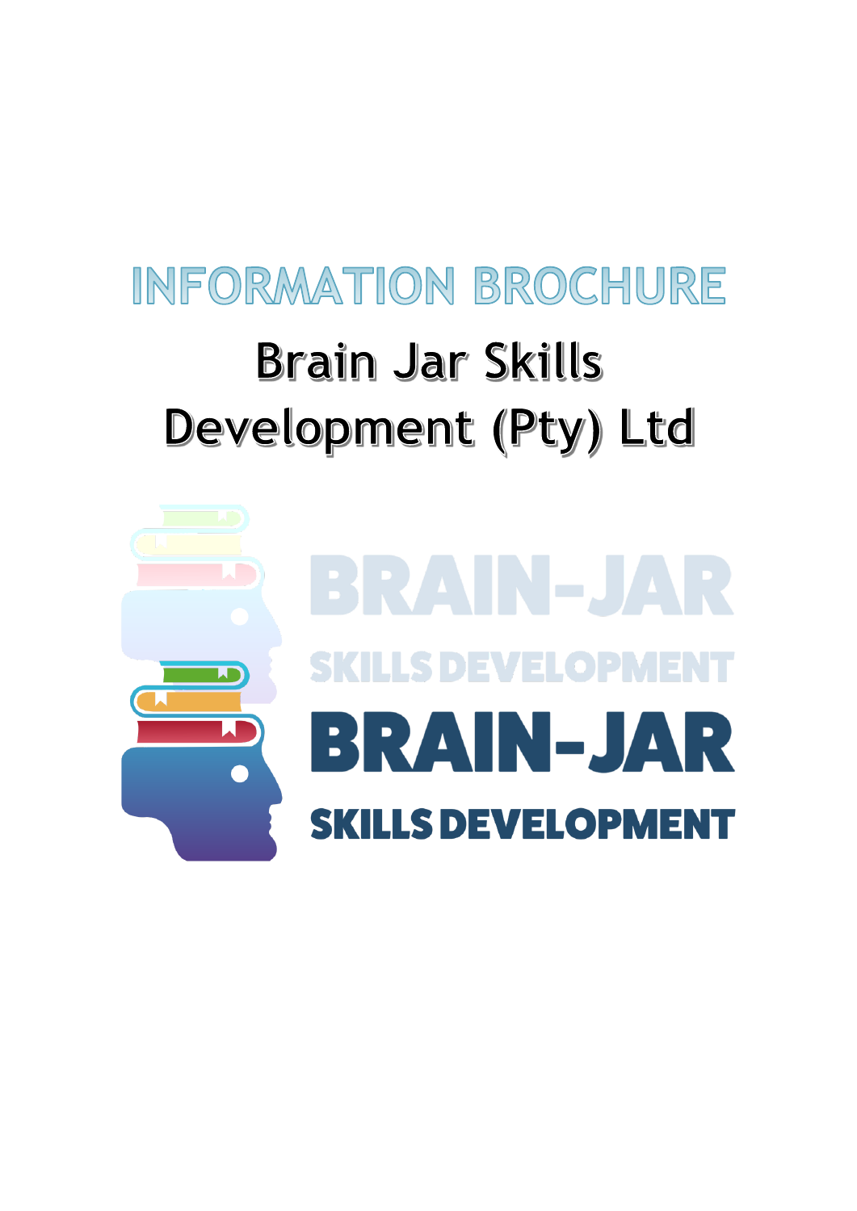# INFORMATION BROCHURE

## Brain Jar Skills Development (Pty) Ltd

BRAIN-JAR

SKILLS DEVELOPMENT

BRAIN-JAR

SKILLS DEVELOPMENT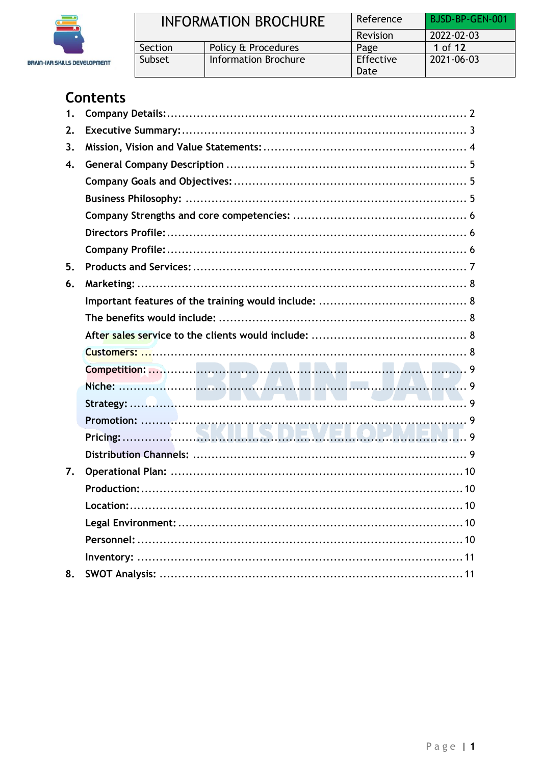| INFORMATION BROCHURE | | Reference | BJSD-BP-GEN-001 |
|---|---|---|---|
| | | Revision | 2022-02-03 |
| Section | Policy & Procedures | Page | 1 of 12 |
| Subset | Information Brochure | Effective Date | 2021-06-03 |

# Contents

1. **Company Details:** ........ 2
2. **Executive Summary:** ........ 3
3. **Mission, Vision and Value Statements:** ........ 4
4. **General Company Description** ........ 5
   - **Company Goals and Objectives:** ........ 5
   - **Business Philosophy:** ........ 5
   - **Company Strengths and core competencies:** ........ 6
   - **Directors Profile:** ........ 6
   - **Company Profile:** ........ 6
5. **Products and Services:** ........ 7
6. **Marketing:** ........ 8
   - **Important features of the training would include:** ........ 8
   - **The benefits would include:** ........ 8
   - **After sales service to the clients would include:** ........ 8
   - **Customers:** ........ 8
   - **Competition:** ........ 9
   - **Niche:** ........ 9
   - **Strategy:** ........ 9
   - **Promotion:** ........ 9
   - **Pricing:** ........ 9
   - **Distribution Channels:** ........ 9
7. **Operational Plan:** ........ 10
   - **Production:** ........ 10
   - **Location:** ........ 10
   - **Legal Environment:** ........ 10
   - **Personnel:** ........ 10
   - **Inventory:** ........ 11
8. **SWOT Analysis:** ........ 11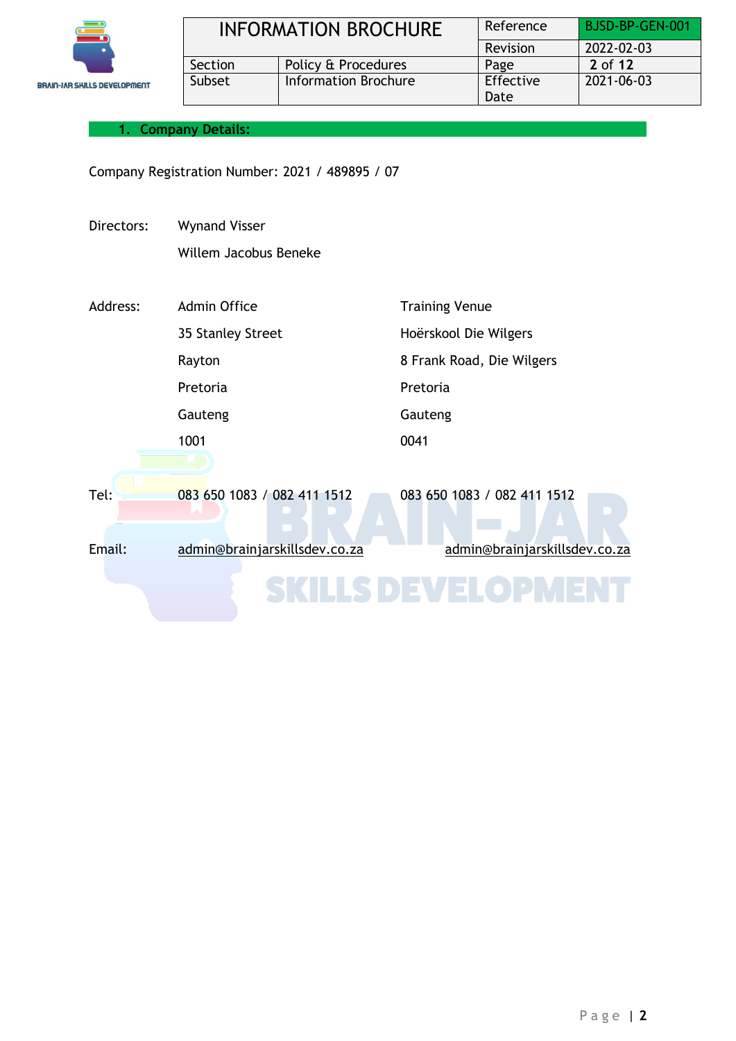## 1. Company Details:

Company Registration Number: 2021 / 489895 / 07

| | | |
|---|---|---|
| Directors: | Wynand Visser | |
| | Willem Jacobus Beneke | |
| Address: | Admin Office | Training Venue |
| | 35 Stanley Street | Hoërskool Die Wilgers |
| | Rayton | 8 Frank Road, Die Wilgers |
| | Pretoria | Pretoria |
| | Gauteng | Gauteng |
| | 1001 | 0041 |
| Tel: | 083 650 1083 / 082 411 1512 | 083 650 1083 / 082 411 1512 |
| Email: | admin@brainjarskillsdev.co.za | admin@brainjarskillsdev.co.za |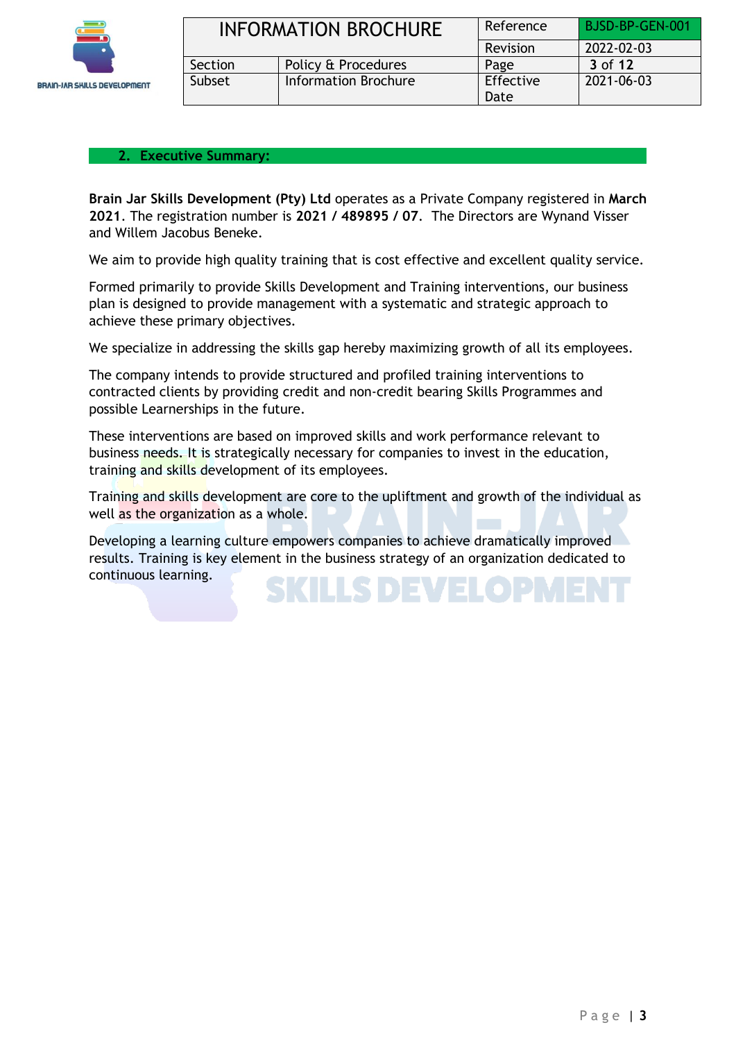## 2. Executive Summary:

**Brain Jar Skills Development (Pty) Ltd** operates as a Private Company registered in **March 2021**. The registration number is **2021 / 489895 / 07**. The Directors are Wynand Visser and Willem Jacobus Beneke.

We aim to provide high quality training that is cost effective and excellent quality service.

Formed primarily to provide Skills Development and Training interventions, our business plan is designed to provide management with a systematic and strategic approach to achieve these primary objectives.

We specialize in addressing the skills gap hereby maximizing growth of all its employees.

The company intends to provide structured and profiled training interventions to contracted clients by providing credit and non-credit bearing Skills Programmes and possible Learnerships in the future.

These interventions are based on improved skills and work performance relevant to business needs. It is strategically necessary for companies to invest in the education, training and skills development of its employees.

Training and skills development are core to the upliftment and growth of the individual as well as the organization as a whole.

Developing a learning culture empowers companies to achieve dramatically improved results. Training is key element in the business strategy of an organization dedicated to continuous learning.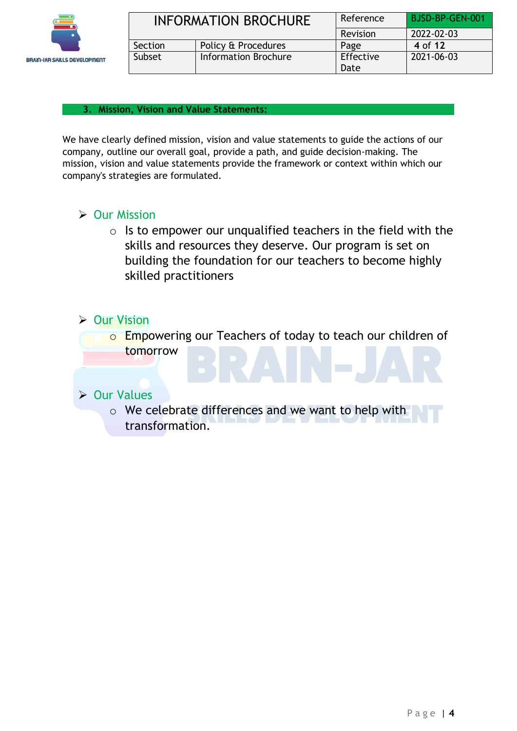## 3. Mission, Vision and Value Statements:

We have clearly defined mission, vision and value statements to guide the actions of our company, outline our overall goal, provide a path, and guide decision-making. The mission, vision and value statements provide the framework or context within which our company's strategies are formulated.

- Our Mission
  - Is to empower our unqualified teachers in the field with the skills and resources they deserve. Our program is set on building the foundation for our teachers to become highly skilled practitioners

- Our Vision
  - Empowering our Teachers of today to teach our children of tomorrow

- Our Values
  - We celebrate differences and we want to help with transformation.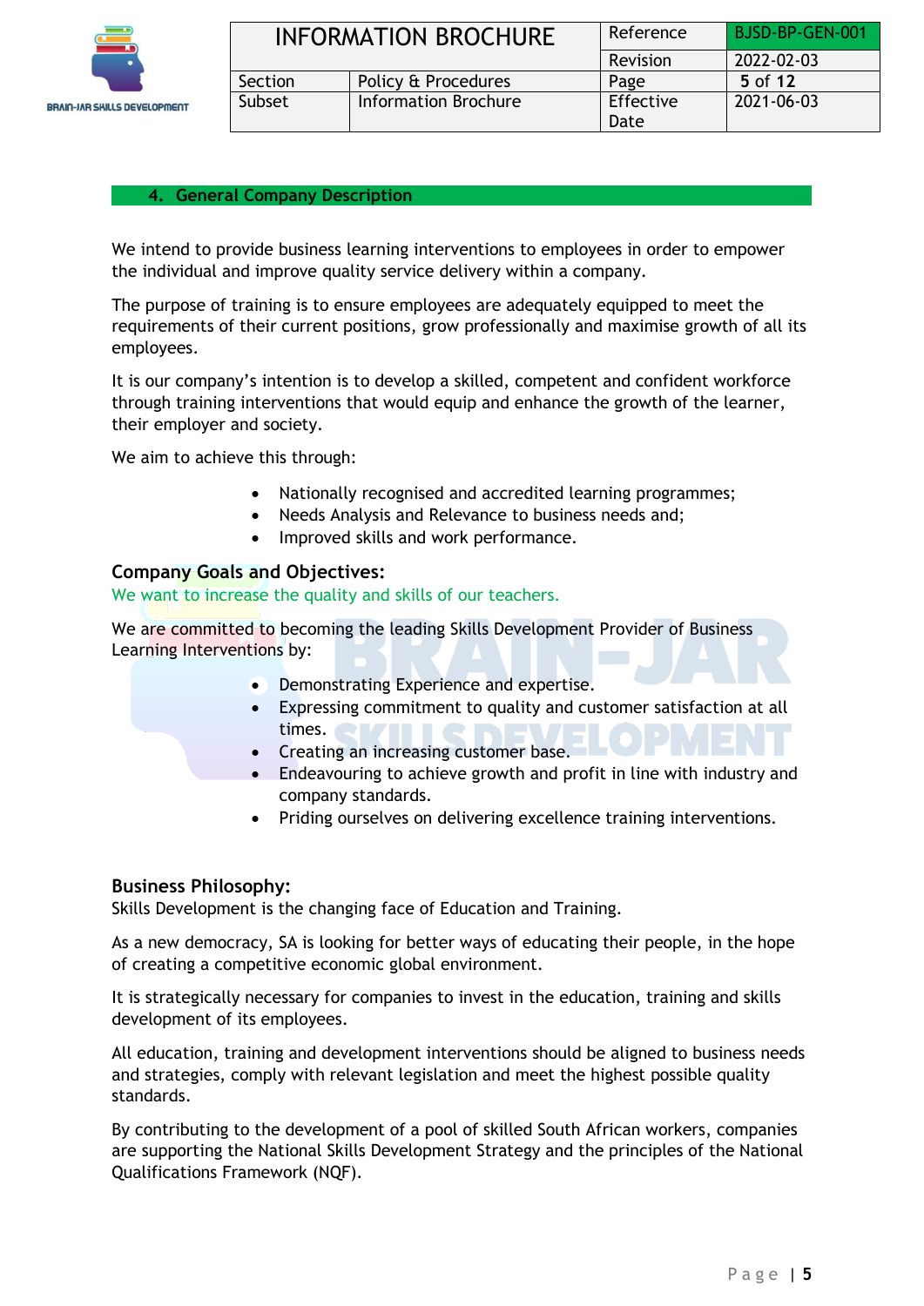## 4. General Company Description

We intend to provide business learning interventions to employees in order to empower the individual and improve quality service delivery within a company.

The purpose of training is to ensure employees are adequately equipped to meet the requirements of their current positions, grow professionally and maximise growth of all its employees.

It is our company's intention is to develop a skilled, competent and confident workforce through training interventions that would equip and enhance the growth of the learner, their employer and society.

We aim to achieve this through:

- Nationally recognised and accredited learning programmes;
- Needs Analysis and Relevance to business needs and;
- Improved skills and work performance.

### Company Goals and Objectives:

We want to increase the quality and skills of our teachers.

We are committed to becoming the leading Skills Development Provider of Business Learning Interventions by:

- Demonstrating Experience and expertise.
- Expressing commitment to quality and customer satisfaction at all times.
- Creating an increasing customer base.
- Endeavouring to achieve growth and profit in line with industry and company standards.
- Priding ourselves on delivering excellence training interventions.

### Business Philosophy:

Skills Development is the changing face of Education and Training.

As a new democracy, SA is looking for better ways of educating their people, in the hope of creating a competitive economic global environment.

It is strategically necessary for companies to invest in the education, training and skills development of its employees.

All education, training and development interventions should be aligned to business needs and strategies, comply with relevant legislation and meet the highest possible quality standards.

By contributing to the development of a pool of skilled South African workers, companies are supporting the National Skills Development Strategy and the principles of the National Qualifications Framework (NQF).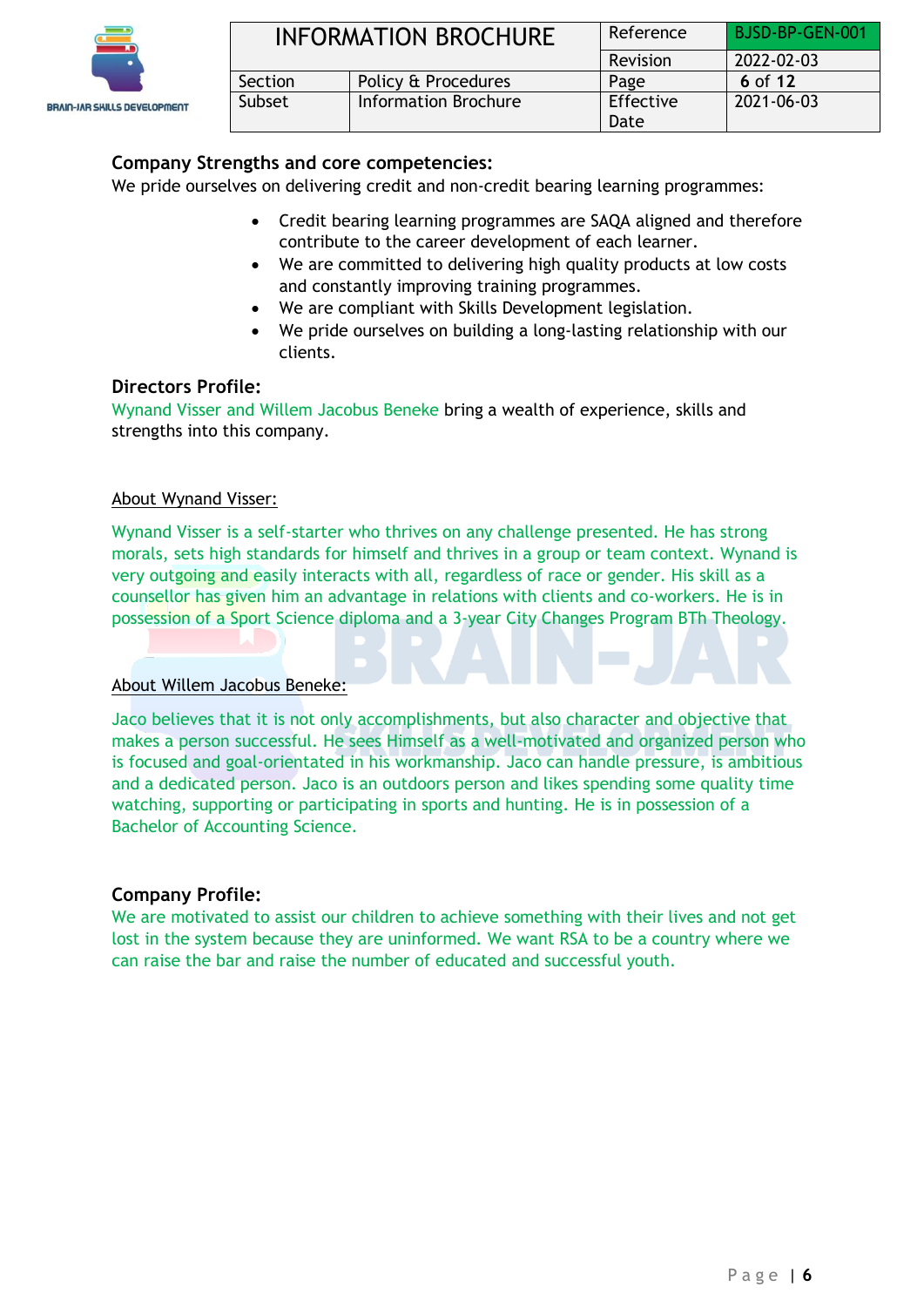## Company Strengths and core competencies:

We pride ourselves on delivering credit and non-credit bearing learning programmes:

- Credit bearing learning programmes are SAQA aligned and therefore contribute to the career development of each learner.
- We are committed to delivering high quality products at low costs and constantly improving training programmes.
- We are compliant with Skills Development legislation.
- We pride ourselves on building a long-lasting relationship with our clients.

## Directors Profile:

Wynand Visser and Willem Jacobus Beneke bring a wealth of experience, skills and strengths into this company.

### About Wynand Visser:

Wynand Visser is a self-starter who thrives on any challenge presented. He has strong morals, sets high standards for himself and thrives in a group or team context. Wynand is very outgoing and easily interacts with all, regardless of race or gender. His skill as a counsellor has given him an advantage in relations with clients and co-workers. He is in possession of a Sport Science diploma and a 3-year City Changes Program BTh Theology.

### About Willem Jacobus Beneke:

Jaco believes that it is not only accomplishments, but also character and objective that makes a person successful. He sees Himself as a well-motivated and organized person who is focused and goal-orientated in his workmanship. Jaco can handle pressure, is ambitious and a dedicated person. Jaco is an outdoors person and likes spending some quality time watching, supporting or participating in sports and hunting. He is in possession of a Bachelor of Accounting Science.

## Company Profile:

We are motivated to assist our children to achieve something with their lives and not get lost in the system because they are uninformed. We want RSA to be a country where we can raise the bar and raise the number of educated and successful youth.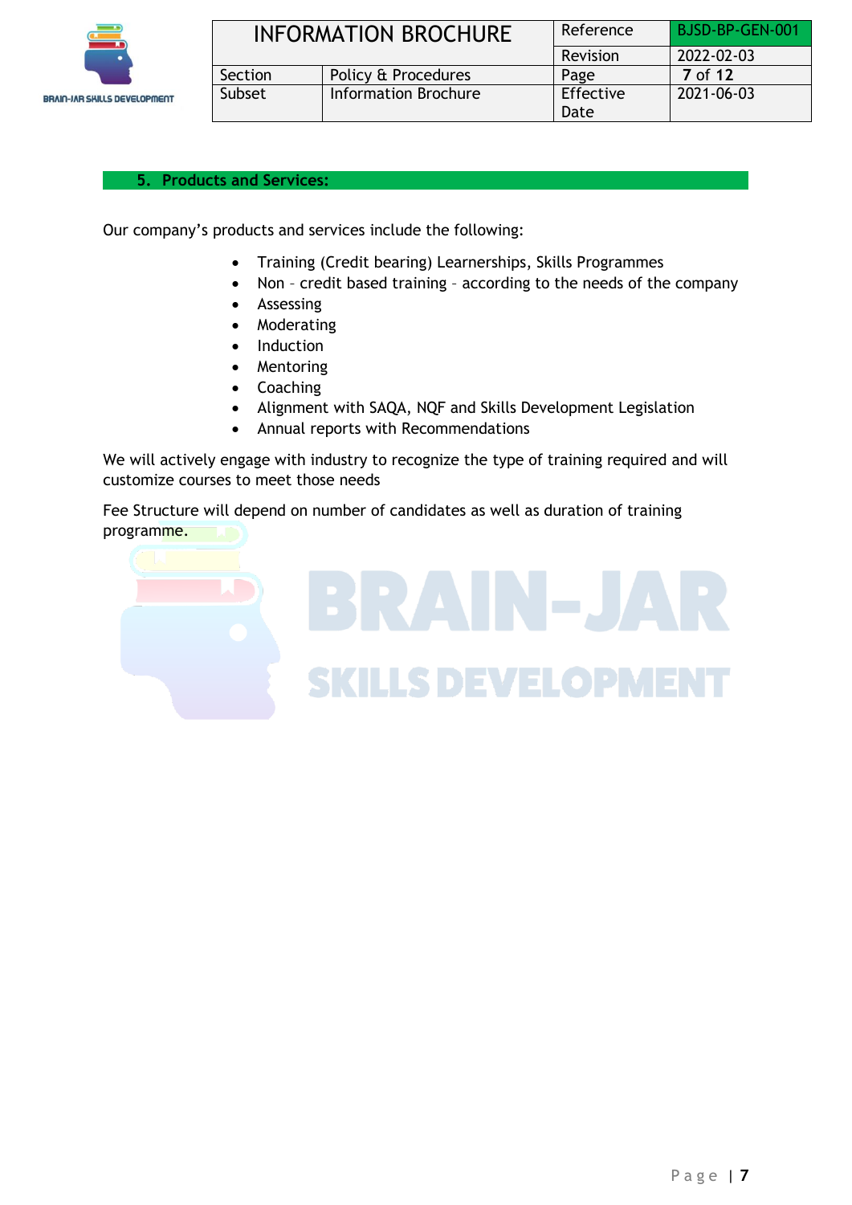## 5. Products and Services:

Our company's products and services include the following:

- Training (Credit bearing) Learnerships, Skills Programmes
- Non – credit based training – according to the needs of the company
- Assessing
- Moderating
- Induction
- Mentoring
- Coaching
- Alignment with SAQA, NQF and Skills Development Legislation
- Annual reports with Recommendations

We will actively engage with industry to recognize the type of training required and will customize courses to meet those needs

Fee Structure will depend on number of candidates as well as duration of training programme.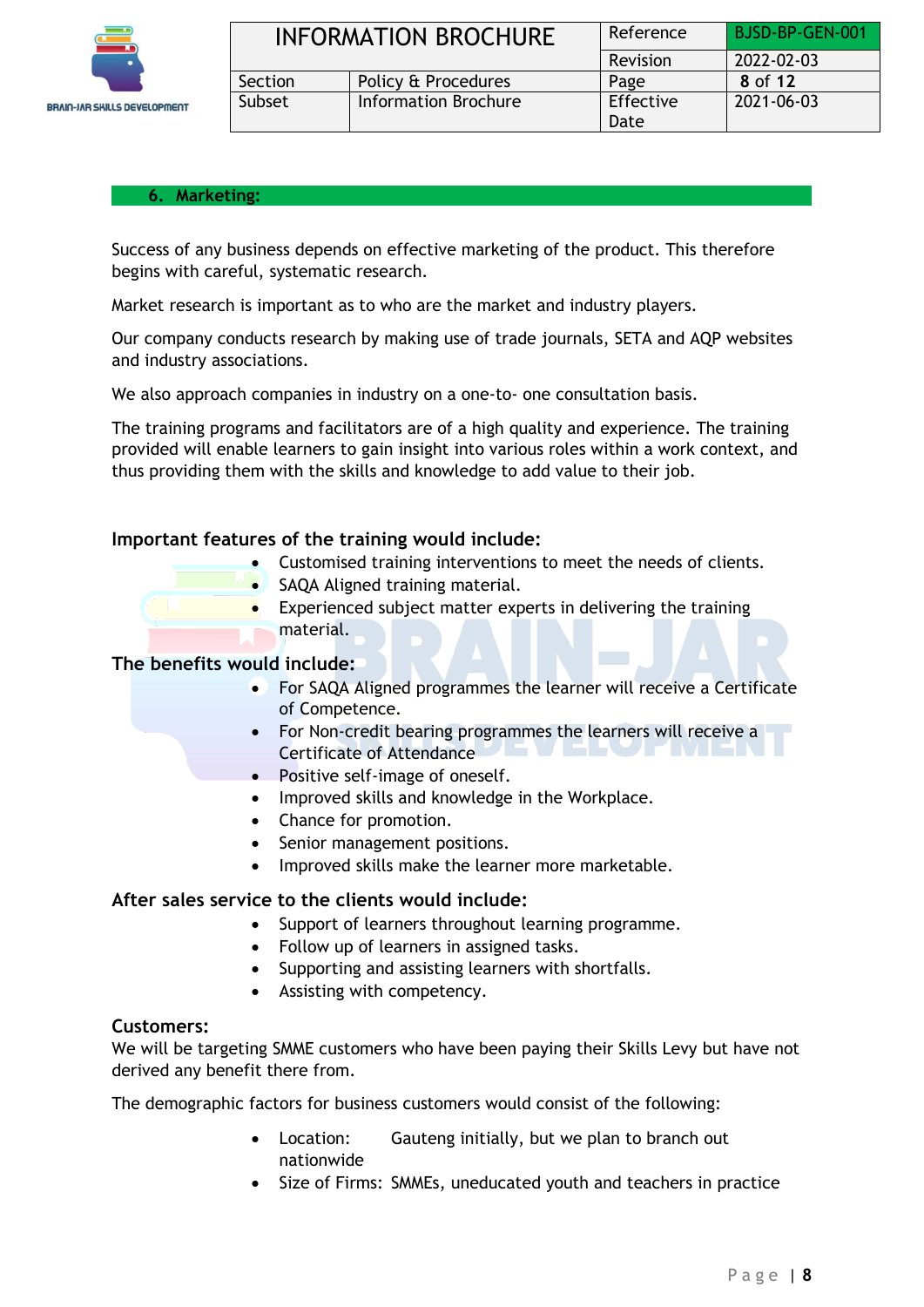## 6. Marketing:

Success of any business depends on effective marketing of the product. This therefore begins with careful, systematic research.

Market research is important as to who are the market and industry players.

Our company conducts research by making use of trade journals, SETA and AQP websites and industry associations.

We also approach companies in industry on a one-to- one consultation basis.

The training programs and facilitators are of a high quality and experience. The training provided will enable learners to gain insight into various roles within a work context, and thus providing them with the skills and knowledge to add value to their job.

### Important features of the training would include:

- Customised training interventions to meet the needs of clients.
- SAQA Aligned training material.
- Experienced subject matter experts in delivering the training material.

### The benefits would include:

- For SAQA Aligned programmes the learner will receive a Certificate of Competence.
- For Non-credit bearing programmes the learners will receive a Certificate of Attendance
- Positive self-image of oneself.
- Improved skills and knowledge in the Workplace.
- Chance for promotion.
- Senior management positions.
- Improved skills make the learner more marketable.

### After sales service to the clients would include:

- Support of learners throughout learning programme.
- Follow up of learners in assigned tasks.
- Supporting and assisting learners with shortfalls.
- Assisting with competency.

### Customers:

We will be targeting SMME customers who have been paying their Skills Levy but have not derived any benefit there from.

The demographic factors for business customers would consist of the following:

- Location: Gauteng initially, but we plan to branch out nationwide
- Size of Firms: SMMEs, uneducated youth and teachers in practice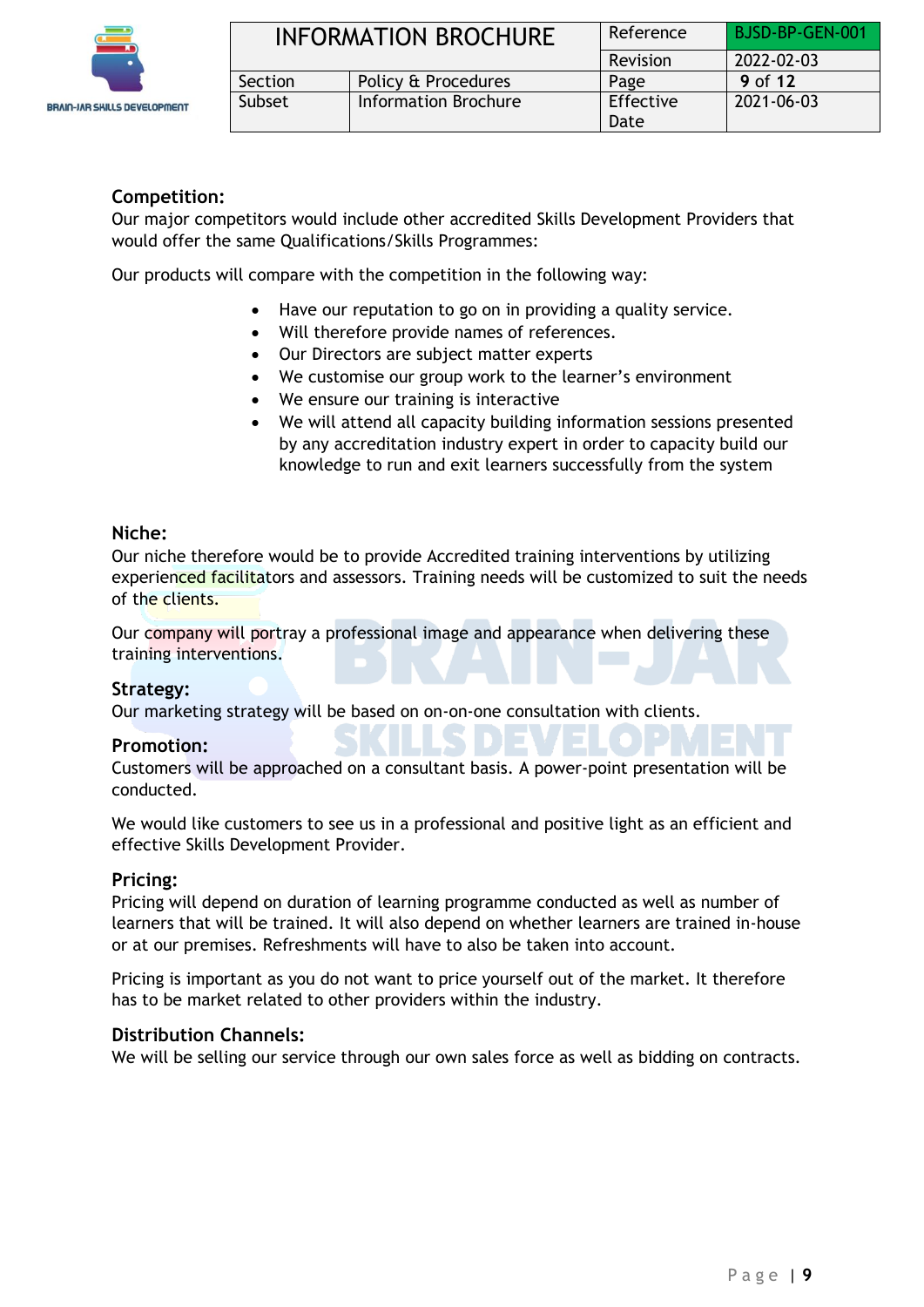### Competition:

Our major competitors would include other accredited Skills Development Providers that would offer the same Qualifications/Skills Programmes:

Our products will compare with the competition in the following way:

- Have our reputation to go on in providing a quality service.
- Will therefore provide names of references.
- Our Directors are subject matter experts
- We customise our group work to the learner's environment
- We ensure our training is interactive
- We will attend all capacity building information sessions presented by any accreditation industry expert in order to capacity build our knowledge to run and exit learners successfully from the system

### Niche:

Our niche therefore would be to provide Accredited training interventions by utilizing experienced facilitators and assessors. Training needs will be customized to suit the needs of the clients.

Our company will portray a professional image and appearance when delivering these training interventions.

### Strategy:

Our marketing strategy will be based on on-on-one consultation with clients.

### Promotion:

Customers will be approached on a consultant basis. A power-point presentation will be conducted.

We would like customers to see us in a professional and positive light as an efficient and effective Skills Development Provider.

### Pricing:

Pricing will depend on duration of learning programme conducted as well as number of learners that will be trained. It will also depend on whether learners are trained in-house or at our premises. Refreshments will have to also be taken into account.

Pricing is important as you do not want to price yourself out of the market. It therefore has to be market related to other providers within the industry.

### Distribution Channels:

We will be selling our service through our own sales force as well as bidding on contracts.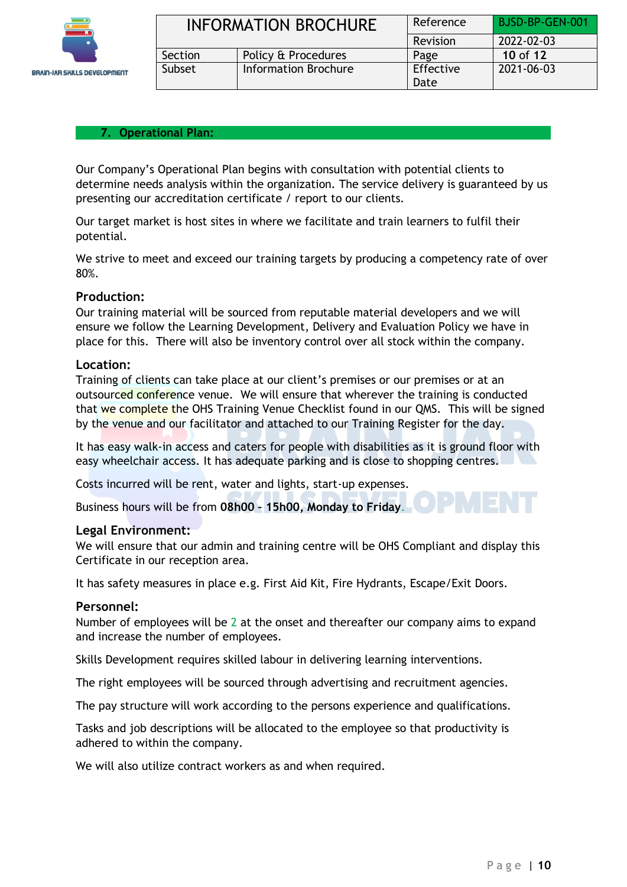## 7. Operational Plan:

Our Company's Operational Plan begins with consultation with potential clients to determine needs analysis within the organization. The service delivery is guaranteed by us presenting our accreditation certificate / report to our clients.

Our target market is host sites in where we facilitate and train learners to fulfil their potential.

We strive to meet and exceed our training targets by producing a competency rate of over 80%.

### Production:

Our training material will be sourced from reputable material developers and we will ensure we follow the Learning Development, Delivery and Evaluation Policy we have in place for this. There will also be inventory control over all stock within the company.

### Location:

Training of clients can take place at our client's premises or our premises or at an outsourced conference venue. We will ensure that wherever the training is conducted that we complete the OHS Training Venue Checklist found in our QMS. This will be signed by the venue and our facilitator and attached to our Training Register for the day.

It has easy walk-in access and caters for people with disabilities as it is ground floor with easy wheelchair access. It has adequate parking and is close to shopping centres.

Costs incurred will be rent, water and lights, start-up expenses.

Business hours will be from **08h00 – 15h00, Monday to Friday**.

### Legal Environment:

We will ensure that our admin and training centre will be OHS Compliant and display this Certificate in our reception area.

It has safety measures in place e.g. First Aid Kit, Fire Hydrants, Escape/Exit Doors.

### Personnel:

Number of employees will be 2 at the onset and thereafter our company aims to expand and increase the number of employees.

Skills Development requires skilled labour in delivering learning interventions.

The right employees will be sourced through advertising and recruitment agencies.

The pay structure will work according to the persons experience and qualifications.

Tasks and job descriptions will be allocated to the employee so that productivity is adhered to within the company.

We will also utilize contract workers as and when required.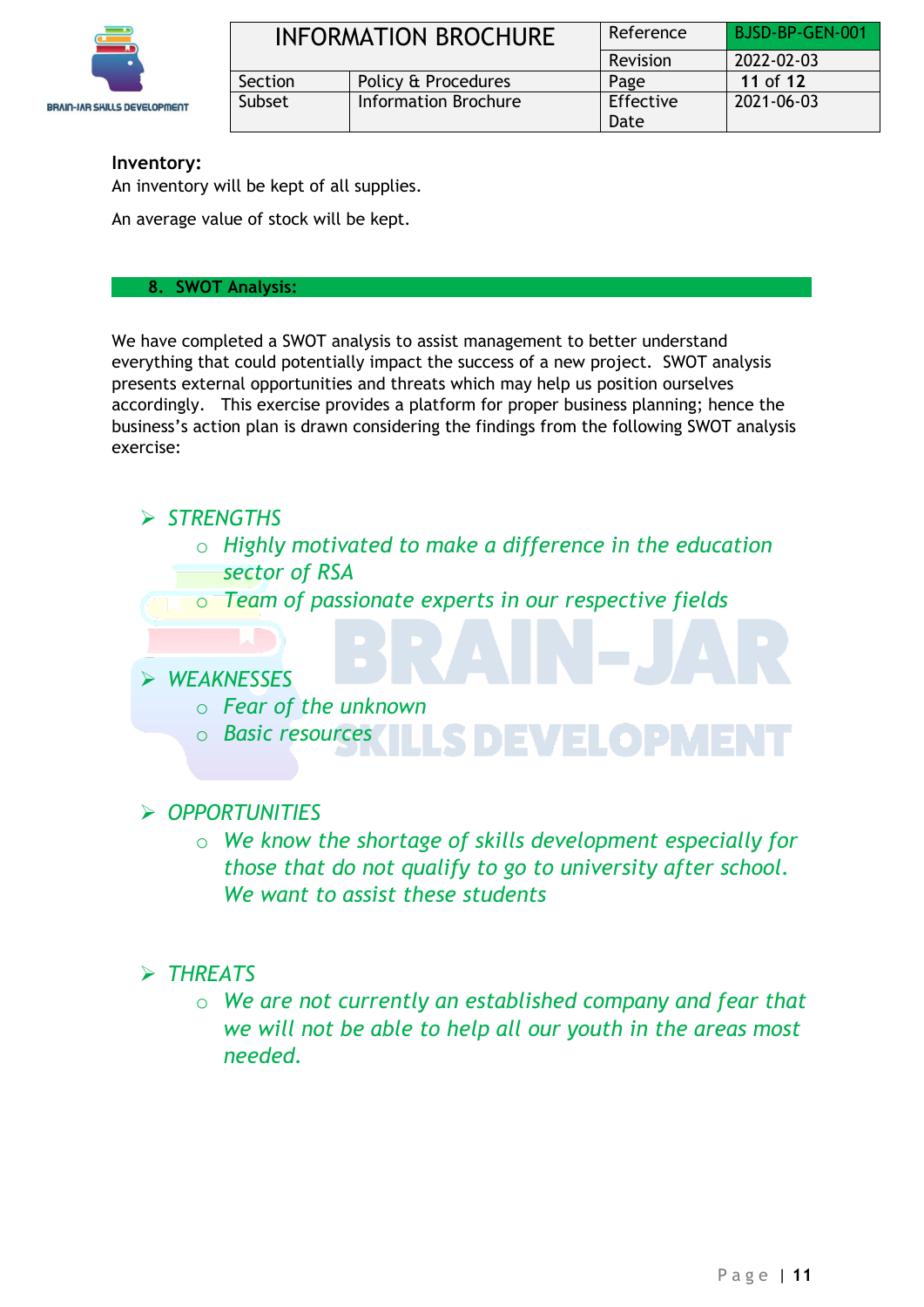**Inventory:**

An inventory will be kept of all supplies.

An average value of stock will be kept.

## 8. SWOT Analysis:

We have completed a SWOT analysis to assist management to better understand everything that could potentially impact the success of a new project. SWOT analysis presents external opportunities and threats which may help us position ourselves accordingly. This exercise provides a platform for proper business planning; hence the business's action plan is drawn considering the findings from the following SWOT analysis exercise:

- *STRENGTHS*
  - *Highly motivated to make a difference in the education sector of RSA*
  - *Team of passionate experts in our respective fields*

- *WEAKNESSES*
  - *Fear of the unknown*
  - *Basic resources*

- *OPPORTUNITIES*
  - *We know the shortage of skills development especially for those that do not qualify to go to university after school. We want to assist these students*

- *THREATS*
  - *We are not currently an established company and fear that we will not be able to help all our youth in the areas most needed.*